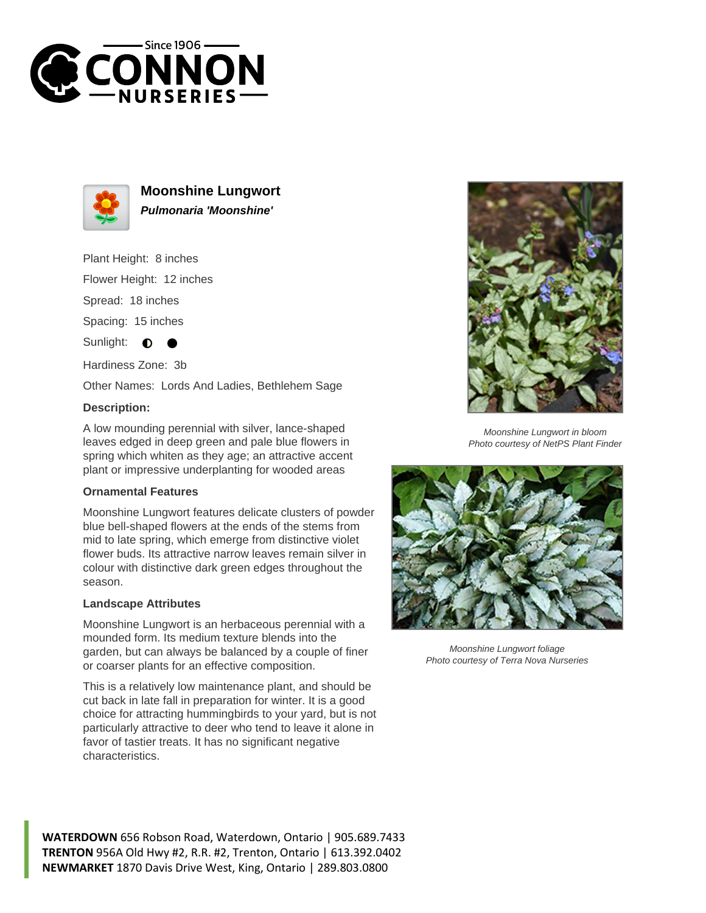Since 1906
**CONNON**
**NURSERIES**

## Moonshine Lungwort

***Pulmonaria 'Moonshine'***

Plant Height: 8 inches

Flower Height: 12 inches

Spread: 18 inches

Spacing: 15 inches

Sunlight: ◐ ●

Hardiness Zone: 3b

Other Names: Lords And Ladies, Bethlehem Sage

### Description:

A low mounding perennial with silver, lance-shaped leaves edged in deep green and pale blue flowers in spring which whiten as they age; an attractive accent plant or impressive underplanting for wooded areas

### Ornamental Features

Moonshine Lungwort features delicate clusters of powder blue bell-shaped flowers at the ends of the stems from mid to late spring, which emerge from distinctive violet flower buds. Its attractive narrow leaves remain silver in colour with distinctive dark green edges throughout the season.

### Landscape Attributes

Moonshine Lungwort is an herbaceous perennial with a mounded form. Its medium texture blends into the garden, but can always be balanced by a couple of finer or coarser plants for an effective composition.

This is a relatively low maintenance plant, and should be cut back in late fall in preparation for winter. It is a good choice for attracting hummingbirds to your yard, but is not particularly attractive to deer who tend to leave it alone in favor of tastier treats. It has no significant negative characteristics.

*Moonshine Lungwort in bloom*
*Photo courtesy of NetPS Plant Finder*

*Moonshine Lungwort foliage*
*Photo courtesy of Terra Nova Nurseries*

**WATERDOWN** 656 Robson Road, Waterdown, Ontario | 905.689.7433
**TRENTON** 956A Old Hwy #2, R.R. #2, Trenton, Ontario | 613.392.0402
**NEWMARKET** 1870 Davis Drive West, King, Ontario | 289.803.0800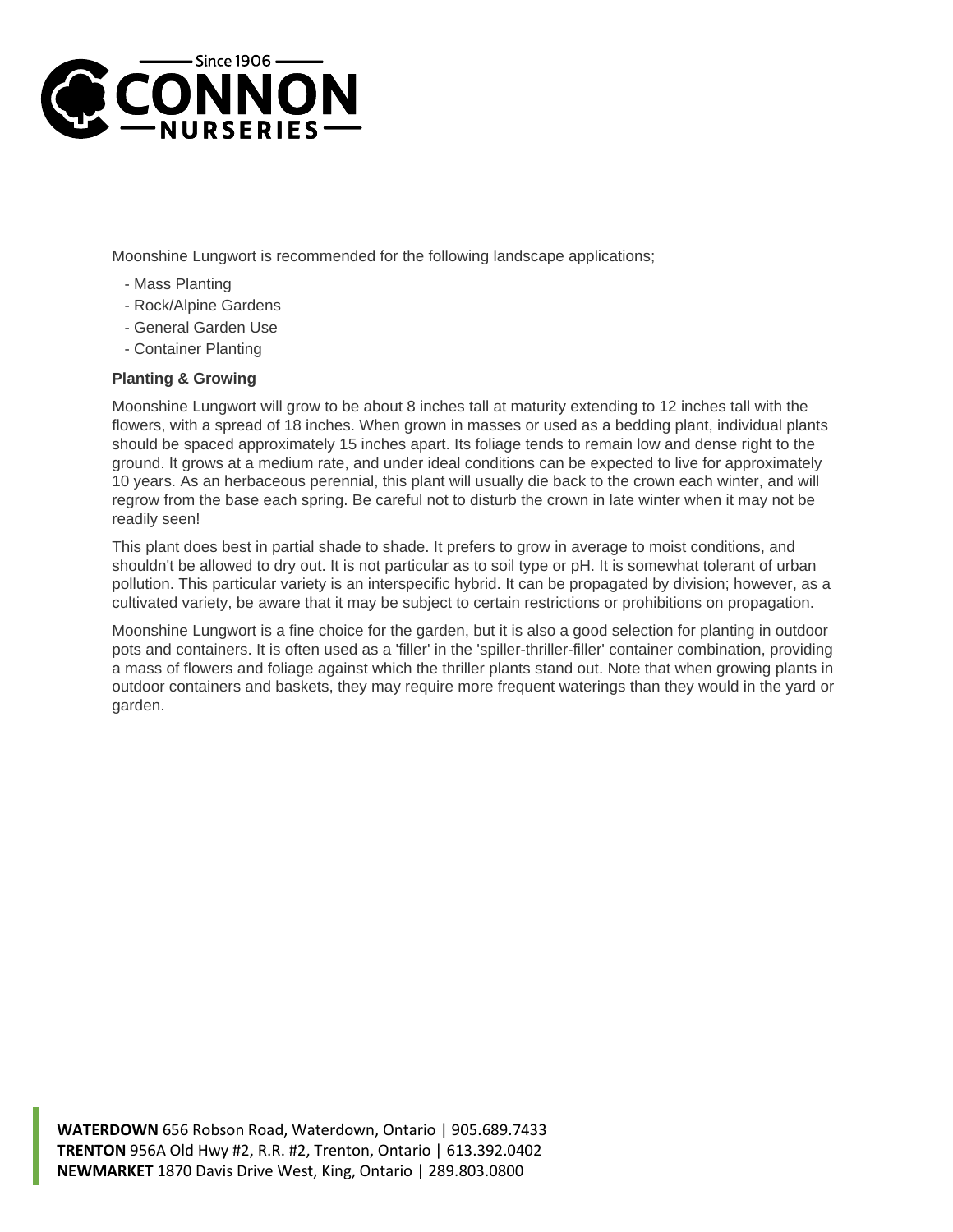Moonshine Lungwort is recommended for the following landscape applications;

- Mass Planting
- Rock/Alpine Gardens
- General Garden Use
- Container Planting

**Planting & Growing**

Moonshine Lungwort will grow to be about 8 inches tall at maturity extending to 12 inches tall with the flowers, with a spread of 18 inches. When grown in masses or used as a bedding plant, individual plants should be spaced approximately 15 inches apart. Its foliage tends to remain low and dense right to the ground. It grows at a medium rate, and under ideal conditions can be expected to live for approximately 10 years. As an herbaceous perennial, this plant will usually die back to the crown each winter, and will regrow from the base each spring. Be careful not to disturb the crown in late winter when it may not be readily seen!

This plant does best in partial shade to shade. It prefers to grow in average to moist conditions, and shouldn't be allowed to dry out. It is not particular as to soil type or pH. It is somewhat tolerant of urban pollution. This particular variety is an interspecific hybrid. It can be propagated by division; however, as a cultivated variety, be aware that it may be subject to certain restrictions or prohibitions on propagation.

Moonshine Lungwort is a fine choice for the garden, but it is also a good selection for planting in outdoor pots and containers. It is often used as a 'filler' in the 'spiller-thriller-filler' container combination, providing a mass of flowers and foliage against which the thriller plants stand out. Note that when growing plants in outdoor containers and baskets, they may require more frequent waterings than they would in the yard or garden.